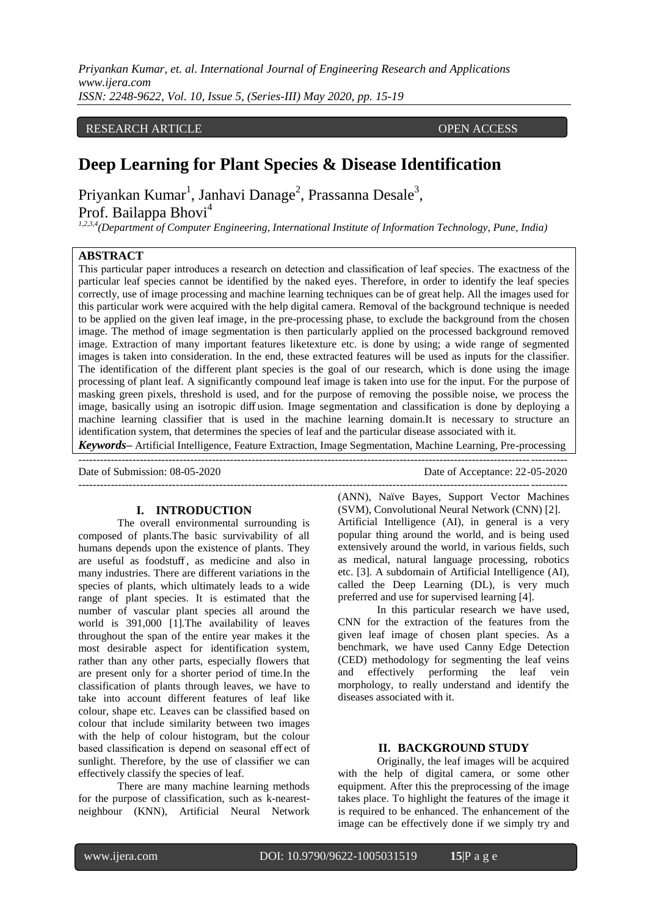RESEARCH ARTICLE OPEN ACCESS

# Deep Learning for Plant Species & Disease Identification

Priyankan Kumar[1], Janhavi Danage[2], Prassanna Desale[3], Prof. Bailappa Bhovi[4]

[1,2,3,4](Department of Computer Engineering, International Institute of Information Technology, Pune, India)

## ABSTRACT

This particular paper introduces a research on detection and classification of leaf species. The exactness of the particular leaf species cannot be identified by the naked eyes. Therefore, in order to identify the leaf species correctly, use of image processing and machine learning techniques can be of great help. All the images used for this particular work were acquired with the help digital camera. Removal of the background technique is needed to be applied on the given leaf image, in the pre-processing phase, to exclude the background from the chosen image. The method of image segmentation is then particularly applied on the processed background removed image. Extraction of many important features liketexture etc. is done by using; a wide range of segmented images is taken into consideration. In the end, these extracted features will be used as inputs for the classifier. The identification of the different plant species is the goal of our research, which is done using the image processing of plant leaf. A significantly compound leaf image is taken into use for the input. For the purpose of masking green pixels, threshold is used, and for the purpose of removing the possible noise, we process the image, basically using an isotropic diff usion. Image segmentation and classification is done by deploying a machine learning classifier that is used in the machine learning domain.It is necessary to structure an identification system, that determines the species of leaf and the particular disease associated with it.

***Keywords–*** Artificial Intelligence, Feature Extraction, Image Segmentation, Machine Learning, Pre-processing

---

Date of Submission: 08-05-2020 Date of Acceptance: 22-05-2020

---

## I. INTRODUCTION

The overall environmental surrounding is composed of plants.The basic survivability of all humans depends upon the existence of plants. They are useful as foodstuff, as medicine and also in many industries. There are different variations in the species of plants, which ultimately leads to a wide range of plant species. It is estimated that the number of vascular plant species all around the world is 391,000 [1].The availability of leaves throughout the span of the entire year makes it the most desirable aspect for identification system, rather than any other parts, especially flowers that are present only for a shorter period of time.In the classification of plants through leaves, we have to take into account different features of leaf like colour, shape etc. Leaves can be classified based on colour that include similarity between two images with the help of colour histogram, but the colour based classification is depend on seasonal eff ect of sunlight. Therefore, by the use of classifier we can effectively classify the species of leaf.

There are many machine learning methods for the purpose of classification, such as k-nearest-neighbour (KNN), Artificial Neural Network (ANN), Naïve Bayes, Support Vector Machines (SVM), Convolutional Neural Network (CNN) [2]. Artificial Intelligence (AI), in general is a very popular thing around the world, and is being used extensively around the world, in various fields, such as medical, natural language processing, robotics etc. [3]. A subdomain of Artificial Intelligence (AI), called the Deep Learning (DL), is very much preferred and use for supervised learning [4].

In this particular research we have used, CNN for the extraction of the features from the given leaf image of chosen plant species. As a benchmark, we have used Canny Edge Detection (CED) methodology for segmenting the leaf veins and effectively performing the leaf vein morphology, to really understand and identify the diseases associated with it.

## II. BACKGROUND STUDY

Originally, the leaf images will be acquired with the help of digital camera, or some other equipment. After this the preprocessing of the image takes place. To highlight the features of the image it is required to be enhanced. The enhancement of the image can be effectively done if we simply try and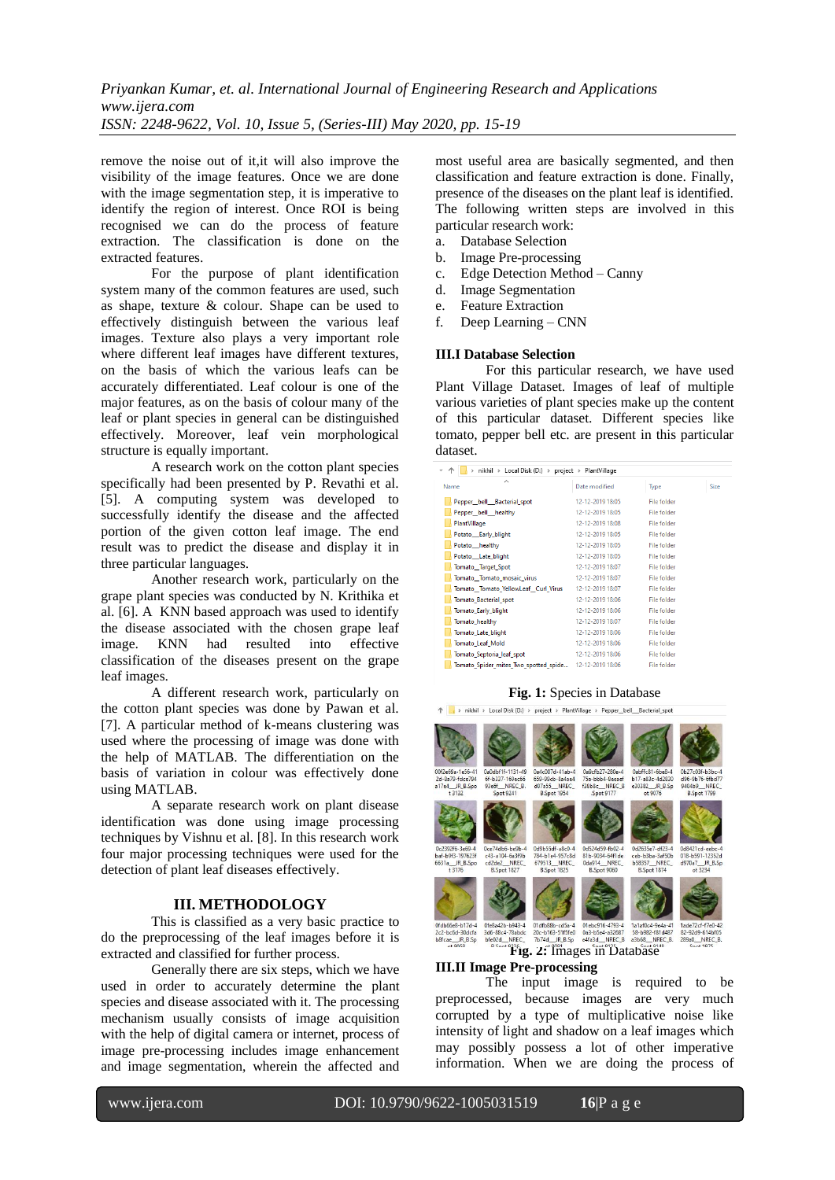remove the noise out of it,it will also improve the visibility of the image features. Once we are done with the image segmentation step, it is imperative to identify the region of interest. Once ROI is being recognised we can do the process of feature extraction. The classification is done on the extracted features.

For the purpose of plant identification system many of the common features are used, such as shape, texture & colour. Shape can be used to effectively distinguish between the various leaf images. Texture also plays a very important role where different leaf images have different textures, on the basis of which the various leafs can be accurately differentiated. Leaf colour is one of the major features, as on the basis of colour many of the leaf or plant species in general can be distinguished effectively. Moreover, leaf vein morphological structure is equally important.

A research work on the cotton plant species specifically had been presented by P. Revathi et al. [5]. A computing system was developed to successfully identify the disease and the affected portion of the given cotton leaf image. The end result was to predict the disease and display it in three particular languages.

Another research work, particularly on the grape plant species was conducted by N. Krithika et al. [6]. A KNN based approach was used to identify the disease associated with the chosen grape leaf image. KNN had resulted into effective classification of the diseases present on the grape leaf images.

A different research work, particularly on the cotton plant species was done by Pawan et al. [7]. A particular method of k-means clustering was used where the processing of image was done with the help of MATLAB. The differentiation on the basis of variation in colour was effectively done using MATLAB.

A separate research work on plant disease identification was done using image processing techniques by Vishnu et al. [8]. In this research work four major processing techniques were used for the detection of plant leaf diseases effectively.

## III. METHODOLOGY

This is classified as a very basic practice to do the preprocessing of the leaf images before it is extracted and classified for further process.

Generally there are six steps, which we have used in order to accurately determine the plant species and disease associated with it. The processing mechanism usually consists of image acquisition with the help of digital camera or internet, process of image pre-processing includes image enhancement and image segmentation, wherein the affected and most useful area are basically segmented, and then classification and feature extraction is done. Finally, presence of the diseases on the plant leaf is identified. The following written steps are involved in this particular research work:

a. Database Selection
b. Image Pre-processing
c. Edge Detection Method – Canny
d. Image Segmentation
e. Feature Extraction
f. Deep Learning – CNN

### III.I Database Selection

For this particular research, we have used Plant Village Dataset. Images of leaf of multiple various varieties of plant species make up the content of this particular dataset. Different species like tomato, pepper bell etc. are present in this particular dataset.

| Name | Date modified | Type | Size |
|---|---|---|---|
| Pepper__bell___Bacterial_spot | 12-12-2019 18:05 | File folder | |
| Pepper__bell___healthy | 12-12-2019 18:05 | File folder | |
| PlantVillage | 12-12-2019 18:08 | File folder | |
| Potato___Early_blight | 12-12-2019 18:05 | File folder | |
| Potato___healthy | 12-12-2019 18:05 | File folder | |
| Potato___Late_blight | 12-12-2019 18:05 | File folder | |
| Tomato__Target_Spot | 12-12-2019 18:07 | File folder | |
| Tomato__Tomato_mosaic_virus | 12-12-2019 18:07 | File folder | |
| Tomato__Tomato_YellowLeaf__Curl_Virus | 12-12-2019 18:07 | File folder | |
| Tomato_Bacterial_spot | 12-12-2019 18:06 | File folder | |
| Tomato_Early_blight | 12-12-2019 18:06 | File folder | |
| Tomato_healthy | 12-12-2019 18:07 | File folder | |
| Tomato_Late_blight | 12-12-2019 18:06 | File folder | |
| Tomato_Leaf_Mold | 12-12-2019 18:06 | File folder | |
| Tomato_Septoria_leaf_spot | 12-12-2019 18:06 | File folder | |
| Tomato_Spider_mites_Two_spotted_spide... | 12-12-2019 18:06 | File folder | |

**Fig. 1:** Species in Database

**Fig. 2:** Images in Database

### III.II Image Pre-processing

The input image is required to be preprocessed, because images are very much corrupted by a type of multiplicative noise like intensity of light and shadow on a leaf images which may possibly possess a lot of other imperative information. When we are doing the process of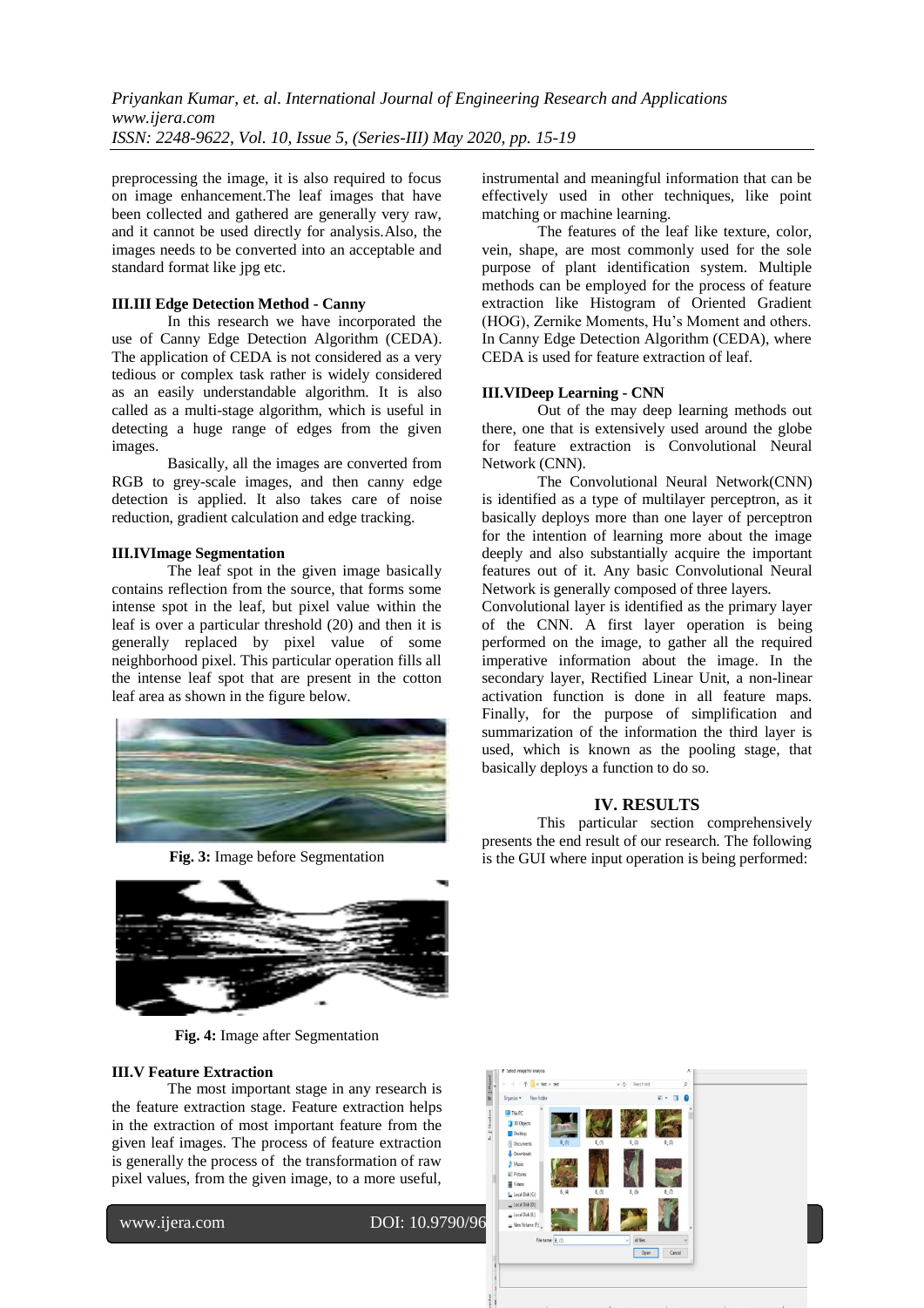preprocessing the image, it is also required to focus on image enhancement.The leaf images that have been collected and gathered are generally very raw, and it cannot be used directly for analysis.Also, the images needs to be converted into an acceptable and standard format like jpg etc.

### III.III Edge Detection Method - Canny

In this research we have incorporated the use of Canny Edge Detection Algorithm (CEDA). The application of CEDA is not considered as a very tedious or complex task rather is widely considered as an easily understandable algorithm. It is also called as a multi-stage algorithm, which is useful in detecting a huge range of edges from the given images.

Basically, all the images are converted from RGB to grey-scale images, and then canny edge detection is applied. It also takes care of noise reduction, gradient calculation and edge tracking.

### III.IVImage Segmentation

The leaf spot in the given image basically contains reflection from the source, that forms some intense spot in the leaf, but pixel value within the leaf is over a particular threshold (20) and then it is generally replaced by pixel value of some neighborhood pixel. This particular operation fills all the intense leaf spot that are present in the cotton leaf area as shown in the figure below.

**Fig. 3:** Image before Segmentation

**Fig. 4:** Image after Segmentation

### III.V Feature Extraction

The most important stage in any research is the feature extraction stage. Feature extraction helps in the extraction of most important feature from the given leaf images. The process of feature extraction is generally the process of the transformation of raw pixel values, from the given image, to a more useful, instrumental and meaningful information that can be effectively used in other techniques, like point matching or machine learning.

The features of the leaf like texture, color, vein, shape, are most commonly used for the sole purpose of plant identification system. Multiple methods can be employed for the process of feature extraction like Histogram of Oriented Gradient (HOG), Zernike Moments, Hu's Moment and others. In Canny Edge Detection Algorithm (CEDA), where CEDA is used for feature extraction of leaf.

### III.VIDeep Learning - CNN

Out of the may deep learning methods out there, one that is extensively used around the globe for feature extraction is Convolutional Neural Network (CNN).

The Convolutional Neural Network(CNN) is identified as a type of multilayer perceptron, as it basically deploys more than one layer of perceptron for the intention of learning more about the image deeply and also substantially acquire the important features out of it. Any basic Convolutional Neural Network is generally composed of three layers.

Convolutional layer is identified as the primary layer of the CNN. A first layer operation is being performed on the image, to gather all the required imperative information about the image. In the secondary layer, Rectified Linear Unit, a non-linear activation function is done in all feature maps. Finally, for the purpose of simplification and summarization of the information the third layer is used, which is known as the pooling stage, that basically deploys a function to do so.

## IV. RESULTS

This particular section comprehensively presents the end result of our research. The following is the GUI where input operation is being performed: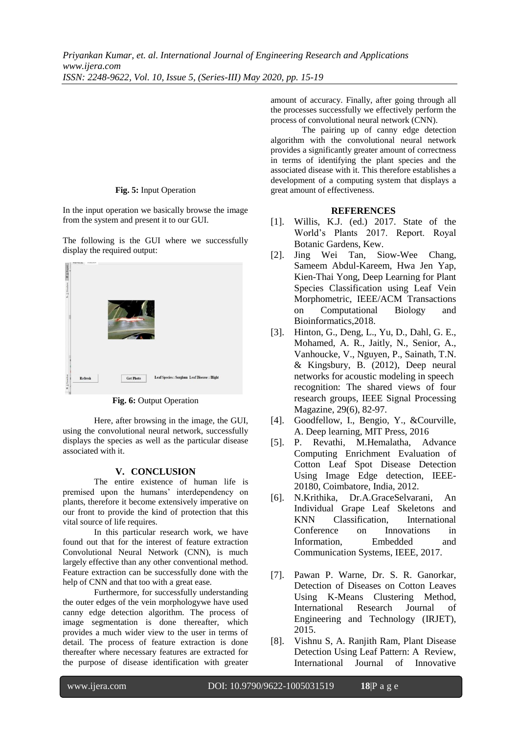**Fig. 5:** Input Operation

In the input operation we basically browse the image from the system and present it to our GUI.

The following is the GUI where we successfully display the required output:

**Fig. 6:** Output Operation

Here, after browsing in the image, the GUI, using the convolutional neural network, successfully displays the species as well as the particular disease associated with it.

## V. CONCLUSION

The entire existence of human life is premised upon the humans' interdependency on plants, therefore it become extensively imperative on our front to provide the kind of protection that this vital source of life requires.

In this particular research work, we have found out that for the interest of feature extraction Convolutional Neural Network (CNN), is much largely effective than any other conventional method. Feature extraction can be successfully done with the help of CNN and that too with a great ease.

Furthermore, for successfully understanding the outer edges of the vein morphologywe have used canny edge detection algorithm. The process of image segmentation is done thereafter, which provides a much wider view to the user in terms of detail. The process of feature extraction is done thereafter where necessary features are extracted for the purpose of disease identification with greater amount of accuracy. Finally, after going through all the processes successfully we effectively perform the process of convolutional neural network (CNN).

The pairing up of canny edge detection algorithm with the convolutional neural network provides a significantly greater amount of correctness in terms of identifying the plant species and the associated disease with it. This therefore establishes a development of a computing system that displays a great amount of effectiveness.

## REFERENCES

[1]. Willis, K.J. (ed.) 2017. State of the World's Plants 2017. Report. Royal Botanic Gardens, Kew.

[2]. Jing Wei Tan, Siow-Wee Chang, Sameem Abdul-Kareem, Hwa Jen Yap, Kien-Thai Yong, Deep Learning for Plant Species Classification using Leaf Vein Morphometric, IEEE/ACM Transactions on Computational Biology and Bioinformatics,2018.

[3]. Hinton, G., Deng, L., Yu, D., Dahl, G. E., Mohamed, A. R., Jaitly, N., Senior, A., Vanhoucke, V., Nguyen, P., Sainath, T.N. & Kingsbury, B. (2012), Deep neural networks for acoustic modeling in speech recognition: The shared views of four research groups, IEEE Signal Processing Magazine, 29(6), 82-97.

[4]. Goodfellow, I., Bengio, Y., &Courville, A. Deep learning, MIT Press, 2016

[5]. P. Revathi, M.Hemalatha, Advance Computing Enrichment Evaluation of Cotton Leaf Spot Disease Detection Using Image Edge detection, IEEE-20180, Coimbatore, India, 2012.

[6]. N.Krithika, Dr.A.GraceSelvarani, An Individual Grape Leaf Skeletons and KNN Classification, International Conference on Innovations in Information, Embedded and Communication Systems, IEEE, 2017.

[7]. Pawan P. Warne, Dr. S. R. Ganorkar, Detection of Diseases on Cotton Leaves Using K-Means Clustering Method, International Research Journal of Engineering and Technology (IRJET), 2015.

[8]. Vishnu S, A. Ranjith Ram, Plant Disease Detection Using Leaf Pattern: A Review, International Journal of Innovative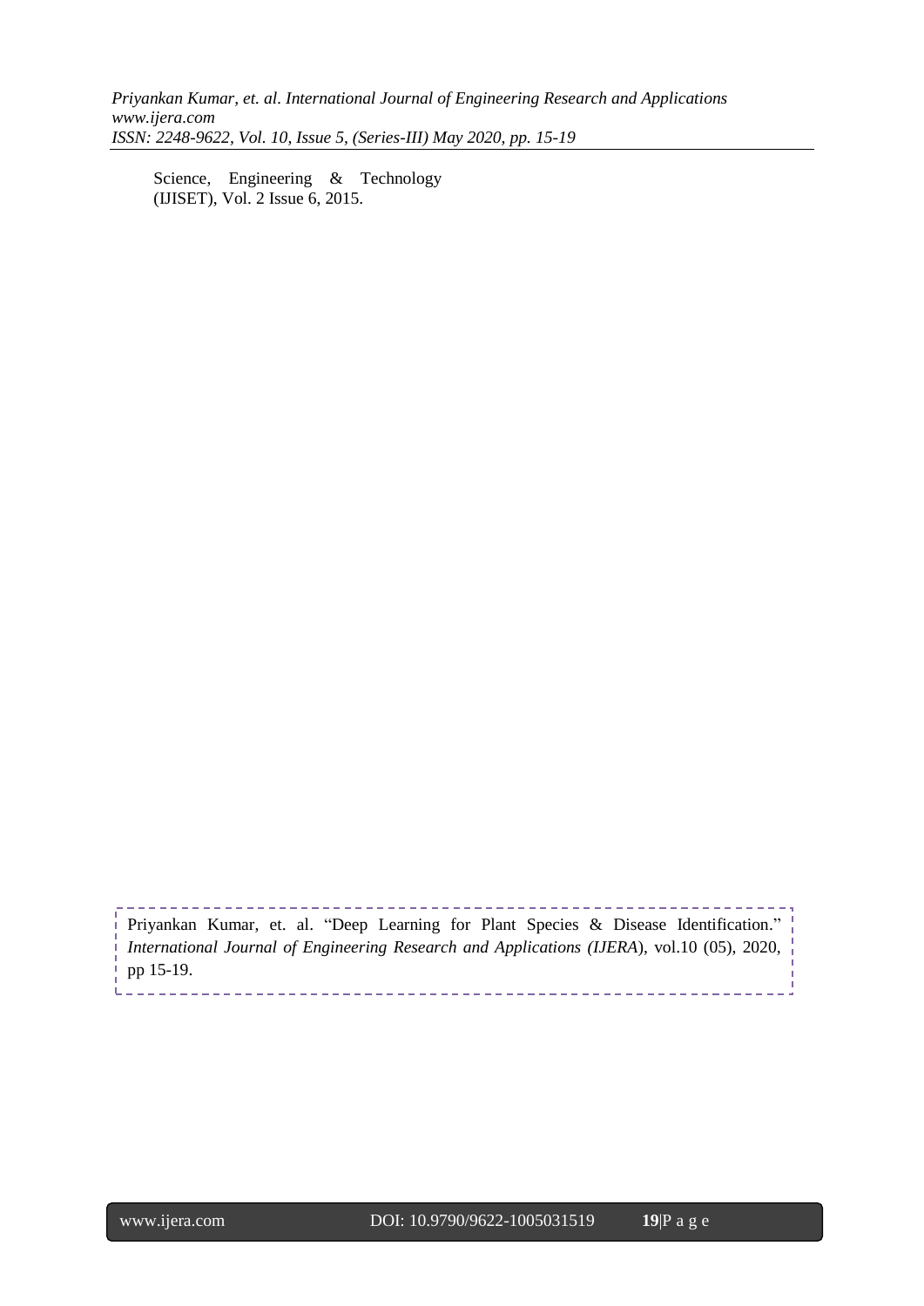Science, Engineering & Technology (IJISET), Vol. 2 Issue 6, 2015.

Priyankan Kumar, et. al. "Deep Learning for Plant Species & Disease Identification." *International Journal of Engineering Research and Applications (IJERA*), vol.10 (05), 2020, pp 15-19.